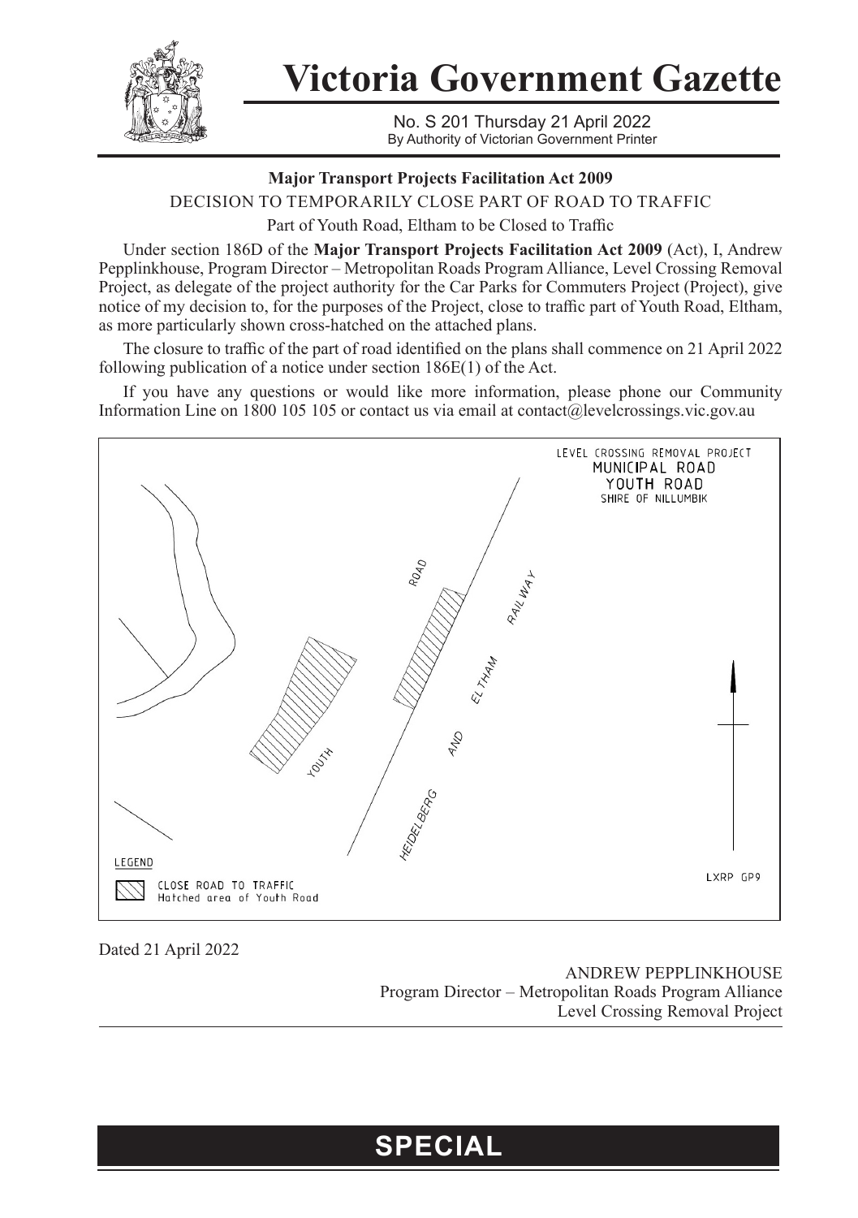# Victoria Government Gazette

No. S 201 Thursday 21 April 2022
By Authority of Victorian Government Printer

**Major Transport Projects Facilitation Act 2009**

DECISION TO TEMPORARILY CLOSE PART OF ROAD TO TRAFFIC

Part of Youth Road, Eltham to be Closed to Traffic

Under section 186D of the **Major Transport Projects Facilitation Act 2009** (Act), I, Andrew Pepplinkhouse, Program Director – Metropolitan Roads Program Alliance, Level Crossing Removal Project, as delegate of the project authority for the Car Parks for Commuters Project (Project), give notice of my decision to, for the purposes of the Project, close to traffic part of Youth Road, Eltham, as more particularly shown cross-hatched on the attached plans.

The closure to traffic of the part of road identified on the plans shall commence on 21 April 2022 following publication of a notice under section 186E(1) of the Act.

If you have any questions or would like more information, please phone our Community Information Line on 1800 105 105 or contact us via email at contact@levelcrossings.vic.gov.au

LEVEL CROSSING REMOVAL PROJECT
MUNICIPAL ROAD
YOUTH ROAD
SHIRE OF NILLUMBIK

YOUTH ROAD

HEIDELBERG AND ELTHAM RAILWAY

LEGEND

CLOSE ROAD TO TRAFFIC
Hatched area of Youth Road

LXRP GP9

Dated 21 April 2022

ANDREW PEPPLINKHOUSE
Program Director – Metropolitan Roads Program Alliance
Level Crossing Removal Project

**SPECIAL**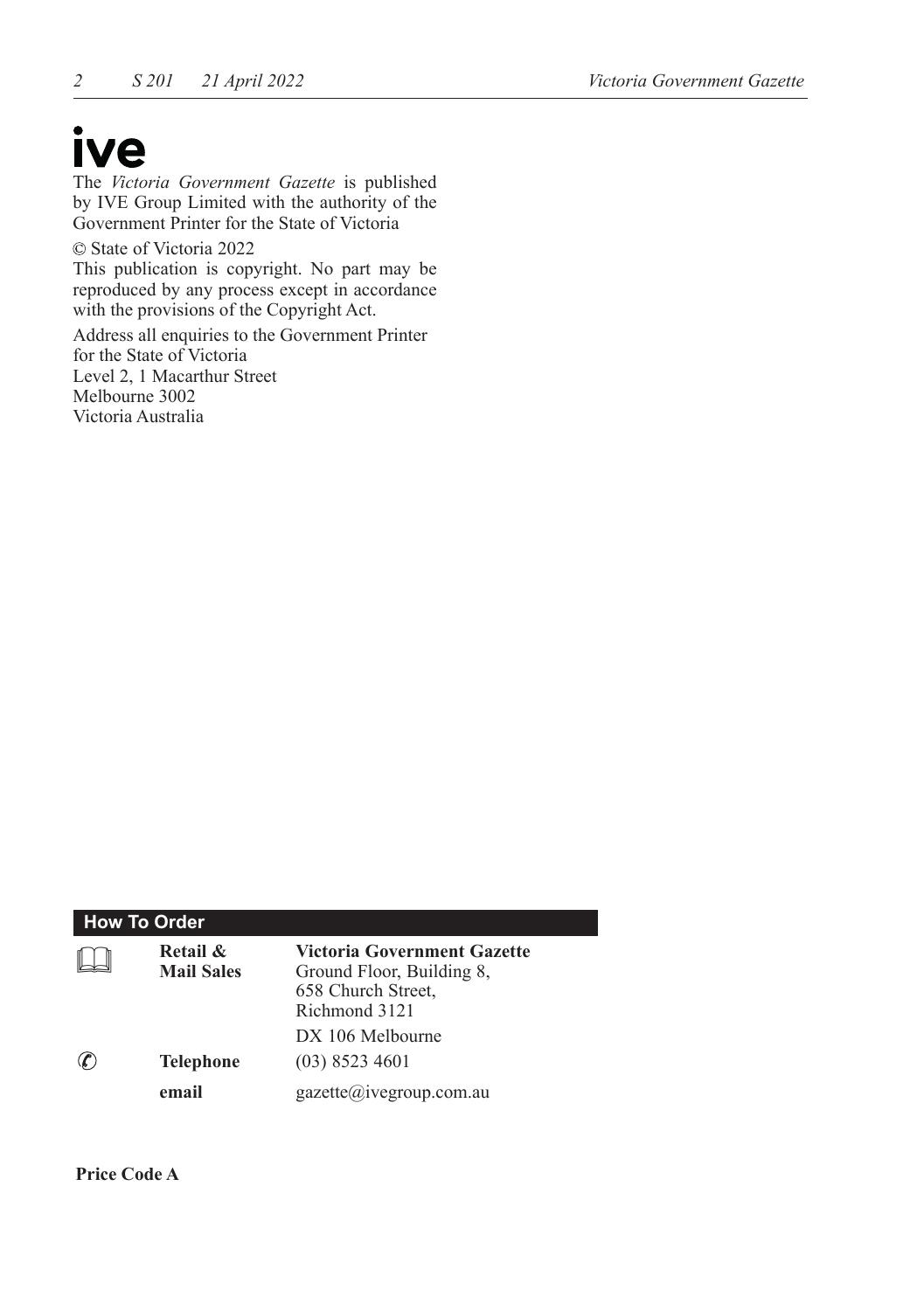**ive**

The *Victoria Government Gazette* is published by IVE Group Limited with the authority of the Government Printer for the State of Victoria

© State of Victoria 2022

This publication is copyright. No part may be reproduced by any process except in accordance with the provisions of the Copyright Act.

Address all enquiries to the Government Printer for the State of Victoria
Level 2, 1 Macarthur Street
Melbourne 3002
Victoria Australia

## How To Order

| | | |
|---|---|---|
| | **Retail & Mail Sales** | **Victoria Government Gazette** Ground Floor, Building 8, 658 Church Street, Richmond 3121 |
| | | DX 106 Melbourne |
| | **Telephone** | (03) 8523 4601 |
| | **email** | gazette@ivegroup.com.au |

**Price Code A**